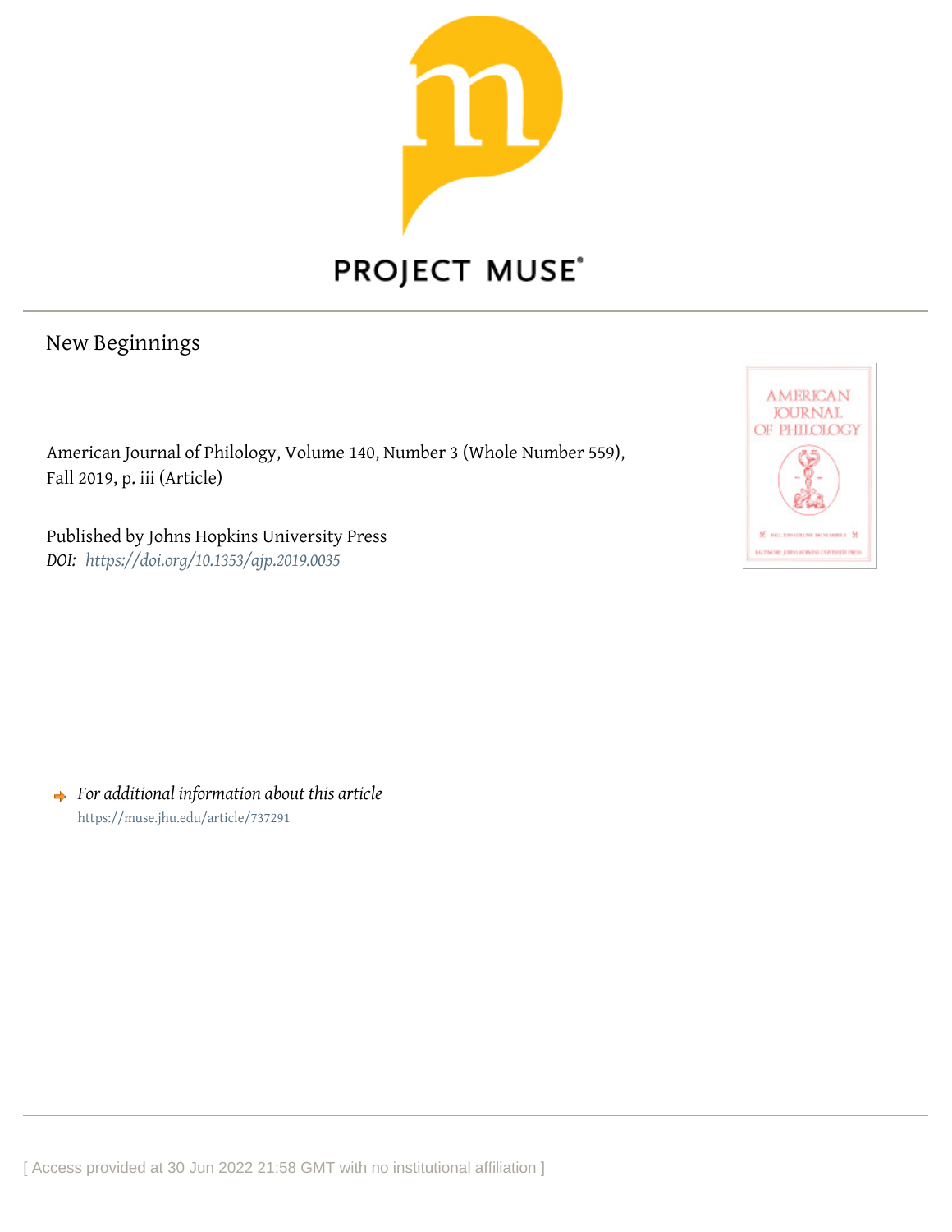# New Beginnings

American Journal of Philology, Volume 140, Number 3 (Whole Number 559), Fall 2019, p. iii (Article)

Published by Johns Hopkins University Press

*DOI:* *https://doi.org/10.1353/ajp.2019.0035*

➡ *For additional information about this article*

https://muse.jhu.edu/article/737291

[ Access provided at 30 Jun 2022 21:58 GMT with no institutional affiliation ]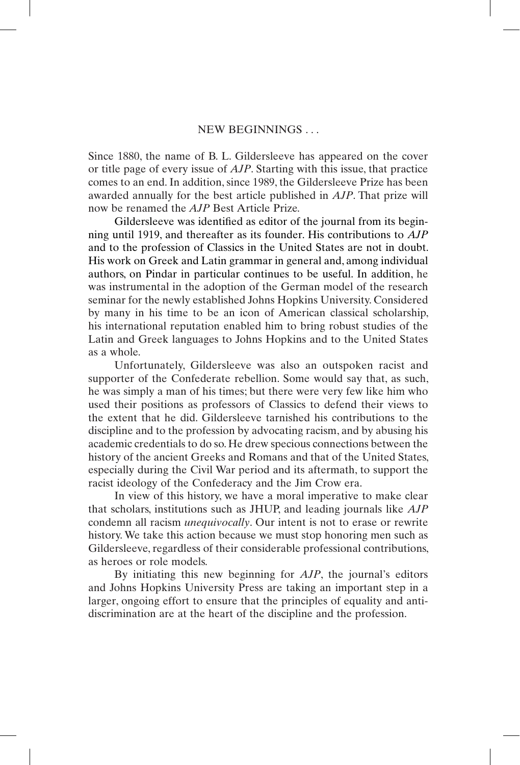# NEW BEGINNINGS . . .

Since 1880, the name of B. L. Gildersleeve has appeared on the cover or title page of every issue of *AJP*. Starting with this issue, that practice comes to an end. In addition, since 1989, the Gildersleeve Prize has been awarded annually for the best article published in *AJP*. That prize will now be renamed the *AJP* Best Article Prize.

Gildersleeve was identified as editor of the journal from its beginning until 1919, and thereafter as its founder. His contributions to *AJP* and to the profession of Classics in the United States are not in doubt. His work on Greek and Latin grammar in general and, among individual authors, on Pindar in particular continues to be useful. In addition, he was instrumental in the adoption of the German model of the research seminar for the newly established Johns Hopkins University. Considered by many in his time to be an icon of American classical scholarship, his international reputation enabled him to bring robust studies of the Latin and Greek languages to Johns Hopkins and to the United States as a whole.

Unfortunately, Gildersleeve was also an outspoken racist and supporter of the Confederate rebellion. Some would say that, as such, he was simply a man of his times; but there were very few like him who used their positions as professors of Classics to defend their views to the extent that he did. Gildersleeve tarnished his contributions to the discipline and to the profession by advocating racism, and by abusing his academic credentials to do so. He drew specious connections between the history of the ancient Greeks and Romans and that of the United States, especially during the Civil War period and its aftermath, to support the racist ideology of the Confederacy and the Jim Crow era.

In view of this history, we have a moral imperative to make clear that scholars, institutions such as JHUP, and leading journals like *AJP* condemn all racism *unequivocally*. Our intent is not to erase or rewrite history. We take this action because we must stop honoring men such as Gildersleeve, regardless of their considerable professional contributions, as heroes or role models.

By initiating this new beginning for *AJP*, the journal's editors and Johns Hopkins University Press are taking an important step in a larger, ongoing effort to ensure that the principles of equality and anti-discrimination are at the heart of the discipline and the profession.